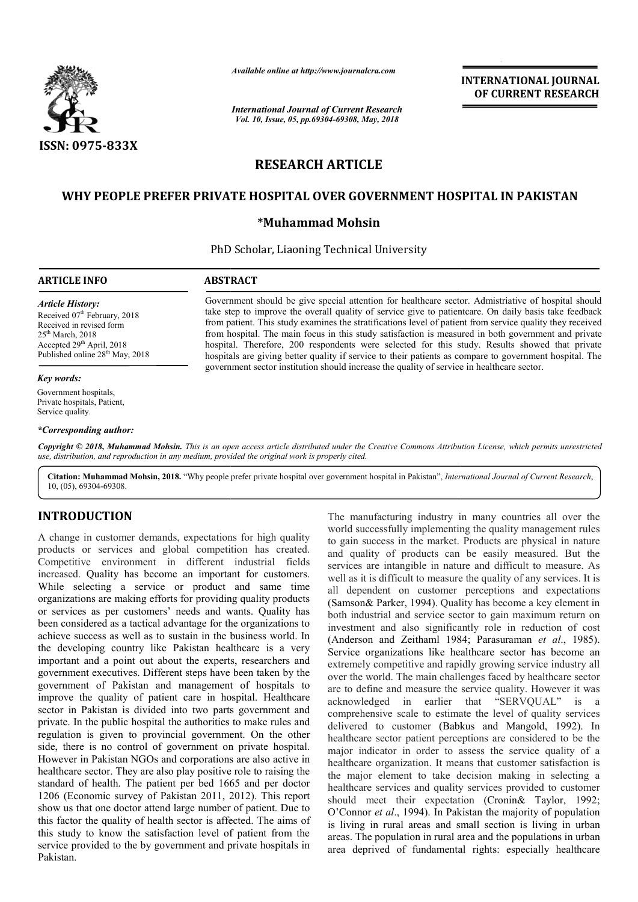# RESEARCH ARTICLE

## WHY PEOPLE PREFER PRIVATE HOSPITAL OVER GOVERNMENT HOSPITAL IN PAKISTAN

**\*Muhammad Mohsin**

PhD Scholar, Liaoning Technical University

**ARTICLE INFO**

*Article History:*
Received 07th February, 2018
Received in revised form
25th March, 2018
Accepted 29th April, 2018
Published online 28th May, 2018

*Key words:*

Government hospitals,
Private hospitals, Patient,
Service quality.

*\*Corresponding author:*

**ABSTRACT**

Government should be give special attention for healthcare sector. Admistriative of hospital should take step to improve the overall quality of service give to patientcare. On daily basis take feedback from patient. This study examines the stratifications level of patient from service quality they received from hospital. The main focus in this study satisfaction is measured in both government and private hospital. Therefore, 200 respondents were selected for this study. Results showed that private hospitals are giving better quality if service to their patients as compare to government hospital. The government sector institution should increase the quality of service in healthcare sector.

*Copyright © 2018, Muhammad Mohsin. This is an open access article distributed under the Creative Commons Attribution License, which permits unrestricted use, distribution, and reproduction in any medium, provided the original work is properly cited.*

**Citation: Muhammad Mohsin, 2018.** "Why people prefer private hospital over government hospital in Pakistan", *International Journal of Current Research*, 10, (05), 69304-69308.

## INTRODUCTION

A change in customer demands, expectations for high quality products or services and global competition has created. Competitive environment in different industrial fields increased. Quality has become an important for customers. While selecting a service or product and same time organizations are making efforts for providing quality products or services as per customers' needs and wants. Quality has been considered as a tactical advantage for the organizations to achieve success as well as to sustain in the business world. In the developing country like Pakistan healthcare is a very important and a point out about the experts, researchers and government executives. Different steps have been taken by the government of Pakistan and management of hospitals to improve the quality of patient care in hospital. Healthcare sector in Pakistan is divided into two parts government and private. In the public hospital the authorities to make rules and regulation is given to provincial government. On the other side, there is no control of government on private hospital. However in Pakistan NGOs and corporations are also active in healthcare sector. They are also play positive role to raising the standard of health. The patient per bed 1665 and per doctor 1206 (Economic survey of Pakistan 2011, 2012). This report show us that one doctor attend large number of patient. Due to this factor the quality of health sector is affected. The aims of this study to know the satisfaction level of patient from the service provided to the by government and private hospitals in Pakistan.

The manufacturing industry in many countries all over the world successfully implementing the quality management rules to gain success in the market. Products are physical in nature and quality of products can be easily measured. But the services are intangible in nature and difficult to measure. As well as it is difficult to measure the quality of any services. It is all dependent on customer perceptions and expectations (Samson& Parker, 1994). Quality has become a key element in both industrial and service sector to gain maximum return on investment and also significantly role in reduction of cost (Anderson and Zeithaml 1984; Parasuraman *et al*., 1985). Service organizations like healthcare sector has become an extremely competitive and rapidly growing service industry all over the world. The main challenges faced by healthcare sector are to define and measure the service quality. However it was acknowledged in earlier that "SERVQUAL" is a comprehensive scale to estimate the level of quality services delivered to customer (Babkus and Mangold, 1992). In healthcare sector patient perceptions are considered to be the major indicator in order to assess the service quality of a healthcare organization. It means that customer satisfaction is the major element to take decision making in selecting a healthcare services and quality services provided to customer should meet their expectation (Cronin& Taylor, 1992; O'Connor *et al*., 1994). In Pakistan the majority of population is living in rural areas and small section is living in urban areas. The population in rural area and the populations in urban area deprived of fundamental rights: especially healthcare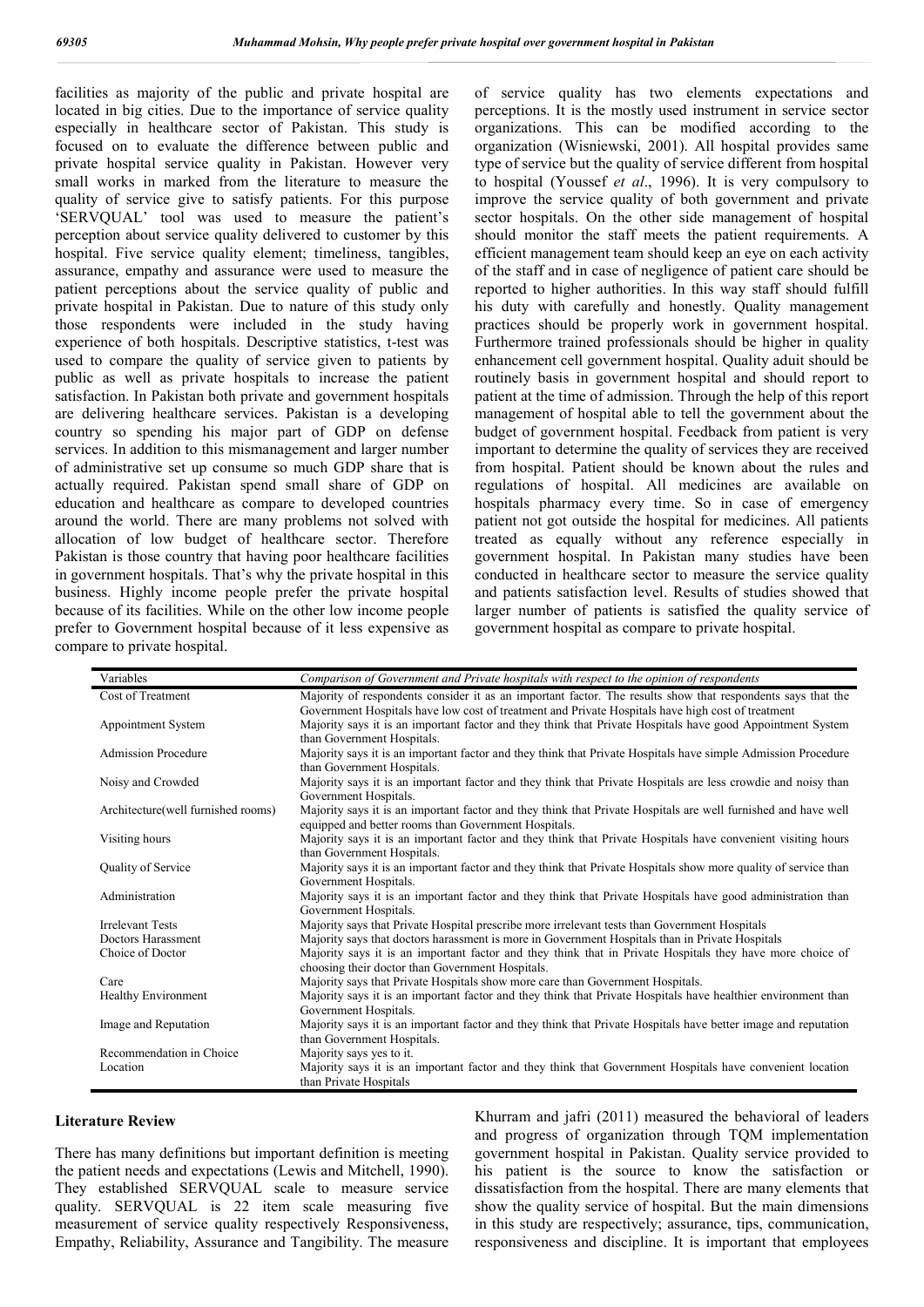facilities as majority of the public and private hospital are located in big cities. Due to the importance of service quality especially in healthcare sector of Pakistan. This study is focused on to evaluate the difference between public and private hospital service quality in Pakistan. However very small works in marked from the literature to measure the quality of service give to satisfy patients. For this purpose 'SERVQUAL' tool was used to measure the patient's perception about service quality delivered to customer by this hospital. Five service quality element; timeliness, tangibles, assurance, empathy and assurance were used to measure the patient perceptions about the service quality of public and private hospital in Pakistan. Due to nature of this study only those respondents were included in the study having experience of both hospitals. Descriptive statistics, t-test was used to compare the quality of service given to patients by public as well as private hospitals to increase the patient satisfaction. In Pakistan both private and government hospitals are delivering healthcare services. Pakistan is a developing country so spending his major part of GDP on defense services. In addition to this mismanagement and larger number of administrative set up consume so much GDP share that is actually required. Pakistan spend small share of GDP on education and healthcare as compare to developed countries around the world. There are many problems not solved with allocation of low budget of healthcare sector. Therefore Pakistan is those country that having poor healthcare facilities in government hospitals. That's why the private hospital in this business. Highly income people prefer the private hospital because of its facilities. While on the other low income people prefer to Government hospital because of it less expensive as compare to private hospital.

of service quality has two elements expectations and perceptions. It is the mostly used instrument in service sector organizations. This can be modified according to the organization (Wisniewski, 2001). All hospital provides same type of service but the quality of service different from hospital to hospital (Youssef *et al*., 1996). It is very compulsory to improve the service quality of both government and private sector hospitals. On the other side management of hospital should monitor the staff meets the patient requirements. A efficient management team should keep an eye on each activity of the staff and in case of negligence of patient care should be reported to higher authorities. In this way staff should fulfill his duty with carefully and honestly. Quality management practices should be properly work in government hospital. Furthermore trained professionals should be higher in quality enhancement cell government hospital. Quality aduit should be routinely basis in government hospital and should report to patient at the time of admission. Through the help of this report management of hospital able to tell the government about the budget of government hospital. Feedback from patient is very important to determine the quality of services they are received from hospital. Patient should be known about the rules and regulations of hospital. All medicines are available on hospitals pharmacy every time. So in case of emergency patient not got outside the hospital for medicines. All patients treated as equally without any reference especially in government hospital. In Pakistan many studies have been conducted in healthcare sector to measure the service quality and patients satisfaction level. Results of studies showed that larger number of patients is satisfied the quality service of government hospital as compare to private hospital.

| Variables | *Comparison of Government and Private hospitals with respect to the opinion of respondents* |
|---|---|
| Cost of Treatment | Majority of respondents consider it as an important factor. The results show that respondents says that the Government Hospitals have low cost of treatment and Private Hospitals have high cost of treatment |
| Appointment System | Majority says it is an important factor and they think that Private Hospitals have good Appointment System than Government Hospitals. |
| Admission Procedure | Majority says it is an important factor and they think that Private Hospitals have simple Admission Procedure than Government Hospitals. |
| Noisy and Crowded | Majority says it is an important factor and they think that Private Hospitals are less crowdie and noisy than Government Hospitals. |
| Architecture(well furnished rooms) | Majority says it is an important factor and they think that Private Hospitals are well furnished and have well equipped and better rooms than Government Hospitals. |
| Visiting hours | Majority says it is an important factor and they think that Private Hospitals have convenient visiting hours than Government Hospitals. |
| Quality of Service | Majority says it is an important factor and they think that Private Hospitals show more quality of service than Government Hospitals. |
| Administration | Majority says it is an important factor and they think that Private Hospitals have good administration than Government Hospitals. |
| Irrelevant Tests | Majority says that Private Hospital prescribe more irrelevant tests than Government Hospitals |
| Doctors Harassment | Majority says that doctors harassment is more in Government Hospitals than in Private Hospitals |
| Choice of Doctor | Majority says it is an important factor and that in Private Hospitals they have more choice of choosing their doctor than Government Hospitals. |
| Care | Majority says that Private Hospitals show more care than Government Hospitals. |
| Healthy Environment | Majority says it is an important factor and they think that Private Hospitals have healthier environment than Government Hospitals. |
| Image and Reputation | Majority says it is an important factor and they think that Private Hospitals have better image and reputation than Government Hospitals. |
| Recommendation in Choice | Majority says yes to it. |
| Location | Majority says it is an important factor and they think that Government Hospitals have convenient location than Private Hospitals |

## Literature Review

There has many definitions but important definition is meeting the patient needs and expectations (Lewis and Mitchell, 1990). They established SERVQUAL scale to measure service quality. SERVQUAL is 22 item scale measuring five measurement of service quality respectively Responsiveness, Empathy, Reliability, Assurance and Tangibility. The measure

Khurram and jafri (2011) measured the behavioral of leaders and progress of organization through TQM implementation government hospital in Pakistan. Quality service provided to his patient is the source to know the satisfaction or dissatisfaction from the hospital. There are many elements that show the quality service of hospital. But the main dimensions in this study are respectively; assurance, tips, communication, responsiveness and discipline. It is important that employees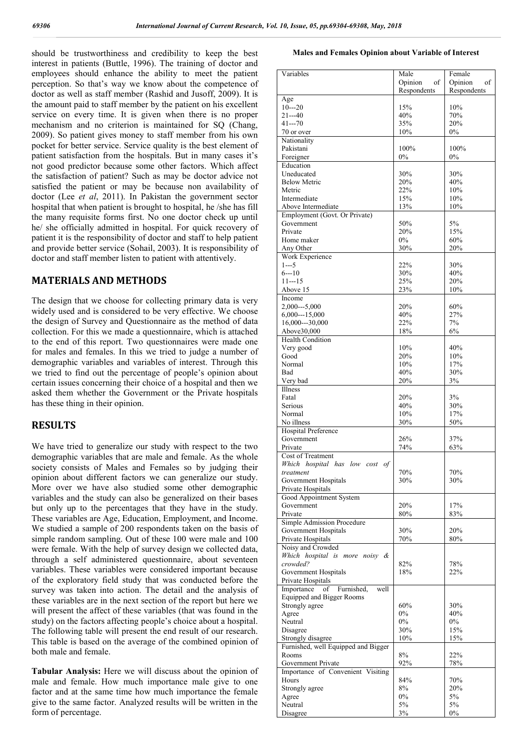should be trustworthiness and credibility to keep the best interest in patients (Buttle, 1996). The training of doctor and employees should enhance the ability to meet the patient perception. So that's way we know about the competence of doctor as well as staff member (Rashid and Jusoff, 2009). It is the amount paid to staff member by the patient on his excellent service on every time. It is given when there is no proper mechanism and no criterion is maintained for SQ (Chang, 2009). So patient gives money to staff member from his own pocket for better service. Service quality is the best element of patient satisfaction from the hospitals. But in many cases it's not good predictor because some other factors. Which affect the satisfaction of patient? Such as may be doctor advice not satisfied the patient or may be because non availability of doctor (Lee *et al*, 2011). In Pakistan the government sector hospital that when patient is brought to hospital, he /she has fill the many requisite forms first. No one doctor check up until he/ she officially admitted in hospital. For quick recovery of patient it is the responsibility of doctor and staff to help patient and provide better service (Sohail, 2003). It is responsibility of doctor and staff member listen to patient with attentively.

## MATERIALS AND METHODS

The design that we choose for collecting primary data is very widely used and is considered to be very effective. We choose the design of Survey and Questionnaire as the method of data collection. For this we made a questionnaire, which is attached to the end of this report. Two questionnaires were made one for males and females. In this we tried to judge a number of demographic variables and variables of interest. Through this we tried to find out the percentage of people's opinion about certain issues concerning their choice of a hospital and then we asked them whether the Government or the Private hospitals has these thing in their opinion.

## RESULTS

We have tried to generalize our study with respect to the two demographic variables that are male and female. As the whole society consists of Males and Females so by judging their opinion about different factors we can generalize our study. More over we have also studied some other demographic variables and the study can also be generalized on their bases but only up to the percentages that they have in the study. These variables are Age, Education, Employment, and Income. We studied a sample of 200 respondents taken on the basis of simple random sampling. Out of these 100 were male and 100 were female. With the help of survey design we collected data, through a self administered questionnaire, about seventeen variables. These variables were considered important because of the exploratory field study that was conducted before the survey was taken into action. The detail and the analysis of these variables are in the next section of the report but here we will present the affect of these variables (that was found in the study) on the factors affecting people's choice about a hospital. The following table will present the end result of our research. This table is based on the average of the combined opinion of both male and female.

**Tabular Analysis:** Here we will discuss about the opinion of male and female. How much importance male give to one factor and at the same time how much importance the female give to the same factor. Analyzed results will be written in the form of percentage.

**Males and Females Opinion about Variable of Interest**

| Variables | Male Opinion of Respondents | Female Opinion of Respondents |
|---|---|---|
| Age | | |
| 10---20 | 15% | 10% |
| 21---40 | 40% | 70% |
| 41---70 | 35% | 20% |
| 70 or over | 10% | 0% |
| Nationality | | |
| Pakistani | 100% | 100% |
| Foreigner | 0% | 0% |
| Education | | |
| Uneducated | 30% | 30% |
| Below Metric | 20% | 40% |
| Metric | 22% | 10% |
| Intermediate | 15% | 10% |
| Above Intermediate | 13% | 10% |
| Employment (Govt. Or Private) | | |
| Government | 50% | 5% |
| Private | 20% | 15% |
| Home maker | 0% | 60% |
| Any Other | 30% | 20% |
| Work Experience | | |
| 1---5 | 22% | 30% |
| 6---10 | 30% | 40% |
| 11---15 | 25% | 20% |
| Above 15 | 23% | 10% |
| Income | | |
| 2,000---5,000 | 20% | 60% |
| 6,000---15,000 | 40% | 27% |
| 16,000---30,000 | 22% | 7% |
| Above30,000 | 18% | 6% |
| Health Condition | | |
| Very good | 10% | 40% |
| Good | 20% | 10% |
| Normal | 10% | 17% |
| Bad | 40% | 30% |
| Very bad | 20% | 3% |
| Illness | | |
| Fatal | 20% | 3% |
| Serious | 40% | 30% |
| Normal | 10% | 17% |
| No illness | 30% | 50% |
| Hospital Preference | | |
| Government | 26% | 37% |
| Private | 74% | 63% |
| Cost of Treatment | | |
| *Which hospital has low cost of treatment* | | |
| Government Hospitals | 70% | 70% |
| Private Hospitals | 30% | 30% |
| Good Appointment System | | |
| Government | 20% | 17% |
| Private | 80% | 83% |
| Simple Admission Procedure | | |
| Government Hospitals | 30% | 20% |
| Private Hospitals | 70% | 80% |
| Noisy and Crowded | | |
| *Which hospital is more noisy & crowded?* | | |
| Government Hospitals | 82% | 78% |
| Private Hospitals | 18% | 22% |
| Importance of Furnished, well Equipped and Bigger Rooms | | |
| Strongly agree | 60% | 30% |
| Agree | 0% | 40% |
| Neutral | 0% | 0% |
| Disagree | 30% | 15% |
| Strongly disagree | 10% | 15% |
| Furnished, well Equipped and Bigger Rooms | 8% | 22% |
| Government Private | 92% | 78% |
| Importance of Convenient Visiting Hours | 84% | 70% |
| Strongly agree | 8% | 20% |
| Agree | 0% | 5% |
| Neutral | 5% | 5% |
| Disagree | 3% | 0% |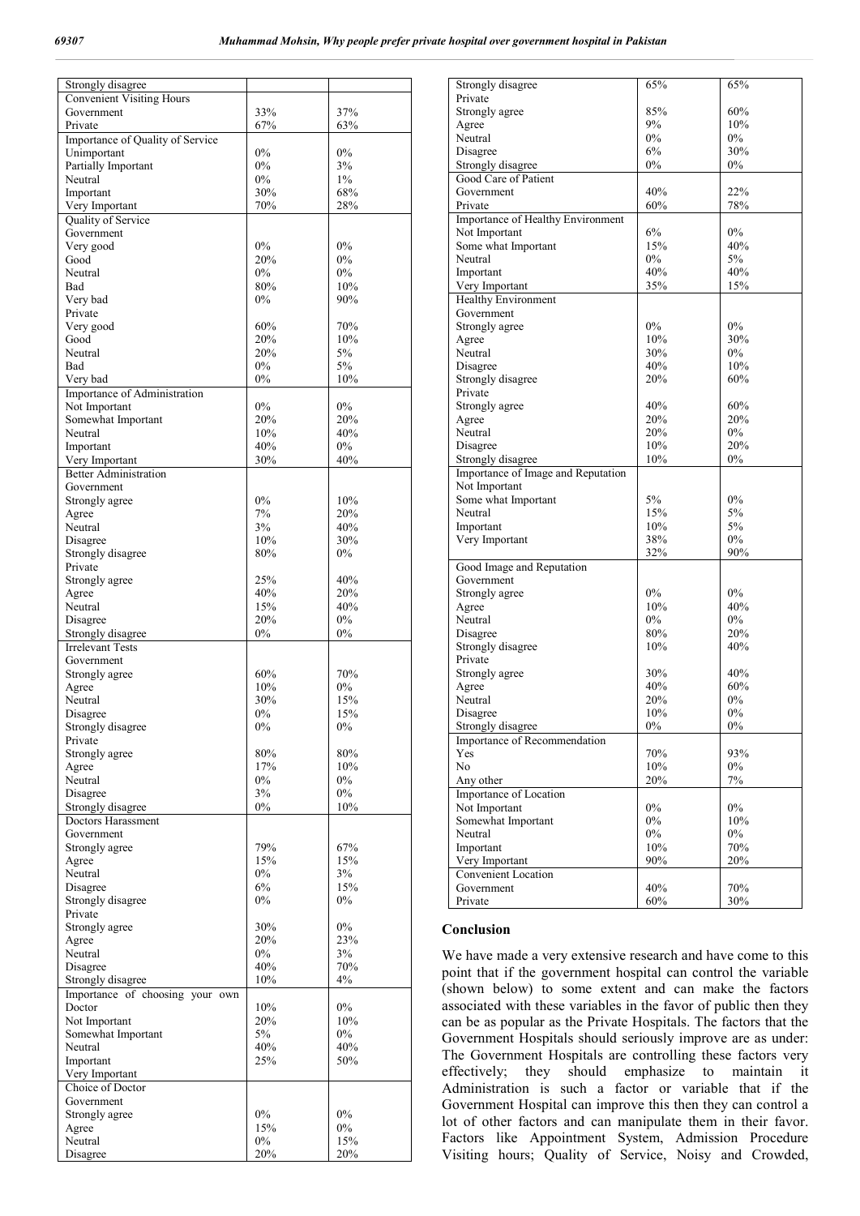| | | |
|---|---|---|
| Strongly disagree | | |
| Convenient Visiting Hours | | |
| Government | 33% | 37% |
| Private | 67% | 63% |
| Importance of Quality of Service | | |
| Unimportant | 0% | 0% |
| Partially Important | 0% | 3% |
| Neutral | 0% | 1% |
| Important | 30% | 68% |
| Very Important | 70% | 28% |
| Quality of Service | | |
| Government | | |
| Very good | 0% | 0% |
| Good | 20% | 0% |
| Neutral | 0% | 0% |
| Bad | 80% | 10% |
| Very bad | 0% | 90% |
| Private | | |
| Very good | 60% | 70% |
| Good | 20% | 10% |
| Neutral | 20% | 5% |
| Bad | 0% | 5% |
| Very bad | 0% | 10% |
| Importance of Administration | | |
| Not Important | 0% | 0% |
| Somewhat Important | 20% | 20% |
| Neutral | 10% | 40% |
| Important | 40% | 0% |
| Very Important | 30% | 40% |
| Better Administration | | |
| Government | | |
| Strongly agree | 0% | 10% |
| Agree | 7% | 20% |
| Neutral | 3% | 40% |
| Disagree | 10% | 30% |
| Strongly disagree | 80% | 0% |
| Private | | |
| Strongly agree | 25% | 40% |
| Agree | 40% | 20% |
| Neutral | 15% | 40% |
| Disagree | 20% | 0% |
| Strongly disagree | 0% | 0% |
| Irrelevant Tests | | |
| Government | | |
| Strongly agree | 60% | 70% |
| Agree | 10% | 0% |
| Neutral | 30% | 15% |
| Disagree | 0% | 15% |
| Strongly disagree | 0% | 0% |
| Private | | |
| Strongly agree | 80% | 80% |
| Agree | 17% | 10% |
| Neutral | 0% | 0% |
| Disagree | 3% | 0% |
| Strongly disagree | 0% | 10% |
| Doctors Harassment | | |
| Government | | |
| Strongly agree | 79% | 67% |
| Agree | 15% | 15% |
| Neutral | 0% | 3% |
| Disagree | 6% | 15% |
| Strongly disagree | 0% | 0% |
| Private | | |
| Strongly agree | 30% | 0% |
| Agree | 20% | 23% |
| Neutral | 0% | 3% |
| Disagree | 40% | 70% |
| Strongly disagree | 10% | 4% |
| Importance of choosing your own Doctor | 10% | 0% |
| Not Important | 20% | 10% |
| Somewhat Important | 5% | 0% |
| Neutral | 40% | 40% |
| Important | 25% | 50% |
| Very Important | | |
| Choice of Doctor | | |
| Government | | |
| Strongly agree | 0% | 0% |
| Agree | 15% | 0% |
| Neutral | 0% | 15% |
| Disagree | 20% | 20% |
| Strongly disagree | 65% | 65% |
| Private | | |
| Strongly agree | 85% | 60% |
| Agree | 9% | 10% |
| Neutral | 0% | 0% |
| Disagree | 6% | 30% |
| Strongly disagree | 0% | 0% |
| Good Care of Patient | | |
| Government | 40% | 22% |
| Private | 60% | 78% |
| Importance of Healthy Environment | | |
| Not Important | 6% | 0% |
| Some what Important | 15% | 40% |
| Neutral | 0% | 5% |
| Important | 40% | 40% |
| Very Important | 35% | 15% |
| Healthy Environment | | |
| Government | | |
| Strongly agree | 0% | 0% |
| Agree | 10% | 30% |
| Neutral | 30% | 0% |
| Disagree | 40% | 10% |
| Strongly disagree | 20% | 60% |
| Private | | |
| Strongly agree | 40% | 60% |
| Agree | 20% | 20% |
| Neutral | 20% | 0% |
| Disagree | 10% | 20% |
| Strongly disagree | 10% | 0% |
| Importance of Image and Reputation | | |
| Not Important | | |
| Some what Important | 5% | 0% |
| Neutral | 15% | 5% |
| Important | 10% | 5% |
| Very Important | 38% | 0% |
| | 32% | 90% |
| Good Image and Reputation | | |
| Government | | |
| Strongly agree | 0% | 0% |
| Agree | 10% | 40% |
| Neutral | 0% | 0% |
| Disagree | 80% | 20% |
| Strongly disagree | 10% | 40% |
| Private | | |
| Strongly agree | 30% | 40% |
| Agree | 40% | 60% |
| Neutral | 20% | 0% |
| Disagree | 10% | 0% |
| Strongly disagree | 0% | 0% |
| Importance of Recommendation | | |
| Yes | 70% | 93% |
| No | 10% | 0% |
| Any other | 20% | 7% |
| Importance of Location | | |
| Not Important | 0% | 0% |
| Somewhat Important | 0% | 10% |
| Neutral | 0% | 0% |
| Important | 10% | 70% |
| Very Important | 90% | 20% |
| Convenient Location | | |
| Government | 40% | 70% |
| Private | 60% | 30% |

## Conclusion

We have made a very extensive research and have come to this point that if the government hospital can control the variable (shown below) to some extent and can make the factors associated with these variables in the favor of public then they can be as popular as the Private Hospitals. The factors that the Government Hospitals should seriously improve are as under: The Government Hospitals are controlling these factors very effectively; they should emphasize to maintain it Administration is such a factor or variable that if the Government Hospital can improve this then they can control a lot of other factors and can manipulate them in their favor. Factors like Appointment System, Admission Procedure Visiting hours; Quality of Service, Noisy and Crowded,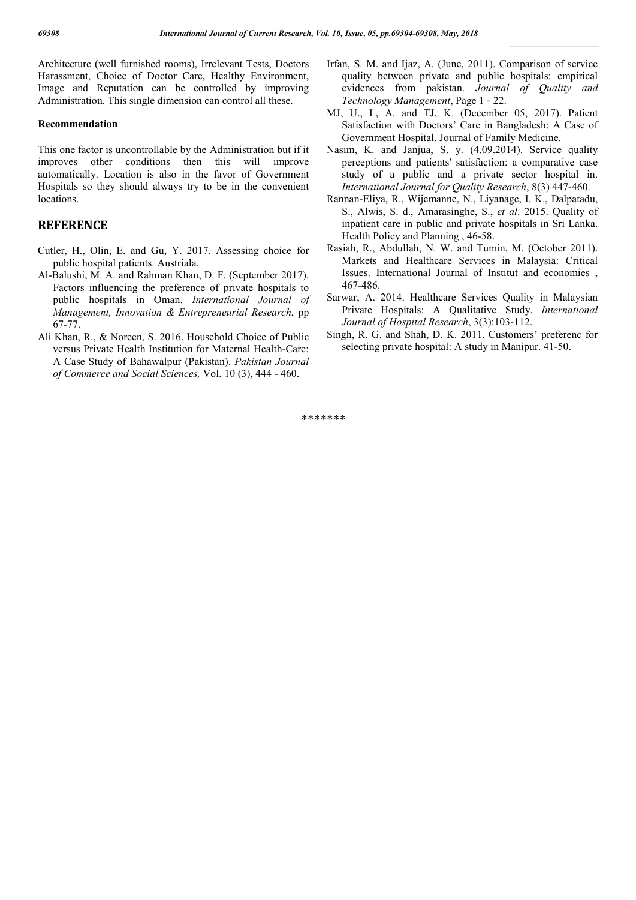Architecture (well furnished rooms), Irrelevant Tests, Doctors Harassment, Choice of Doctor Care, Healthy Environment, Image and Reputation can be controlled by improving Administration. This single dimension can control all these.

### Recommendation

This one factor is uncontrollable by the Administration but if it improves other conditions then this will improve automatically. Location is also in the favor of Government Hospitals so they should always try to be in the convenient locations.

## REFERENCE

Cutler, H., Olin, E. and Gu, Y. 2017. Assessing choice for public hospital patients. Austriala.

Al-Balushi, M. A. and Rahman Khan, D. F. (September 2017). Factors influencing the preference of private hospitals to public hospitals in Oman. *International Journal of Management, Innovation & Entrepreneurial Research*, pp 67-77.

Ali Khan, R., & Noreen, S. 2016. Household Choice of Public versus Private Health Institution for Maternal Health-Care: A Case Study of Bahawalpur (Pakistan). *Pakistan Journal of Commerce and Social Sciences,* Vol. 10 (3), 444 - 460.

Irfan, S. M. and Ijaz, A. (June, 2011). Comparison of service quality between private and public hospitals: empirical evidences from pakistan. *Journal of Quality and Technology Management*, Page 1 - 22.

MJ, U., L, A. and TJ, K. (December 05, 2017). Patient Satisfaction with Doctors' Care in Bangladesh: A Case of Government Hospital. Journal of Family Medicine.

Nasim, K. and Janjua, S. y. (4.09.2014). Service quality perceptions and patients' satisfaction: a comparative case study of a public and a private sector hospital in. *International Journal for Quality Research*, 8(3) 447-460.

Rannan-Eliya, R., Wijemanne, N., Liyanage, I. K., Dalpatadu, S., Alwis, S. d., Amarasinghe, S., *et al*. 2015. Quality of inpatient care in public and private hospitals in Sri Lanka. Health Policy and Planning , 46-58.

Rasiah, R., Abdullah, N. W. and Tumin, M. (October 2011). Markets and Healthcare Services in Malaysia: Critical Issues. International Journal of Institut and economies , 467-486.

Sarwar, A. 2014. Healthcare Services Quality in Malaysian Private Hospitals: A Qualitative Study. *International Journal of Hospital Research*, 3(3):103-112.

Singh, R. G. and Shah, D. K. 2011. Customers' preferenc for selecting private hospital: A study in Manipur. 41-50.

*******